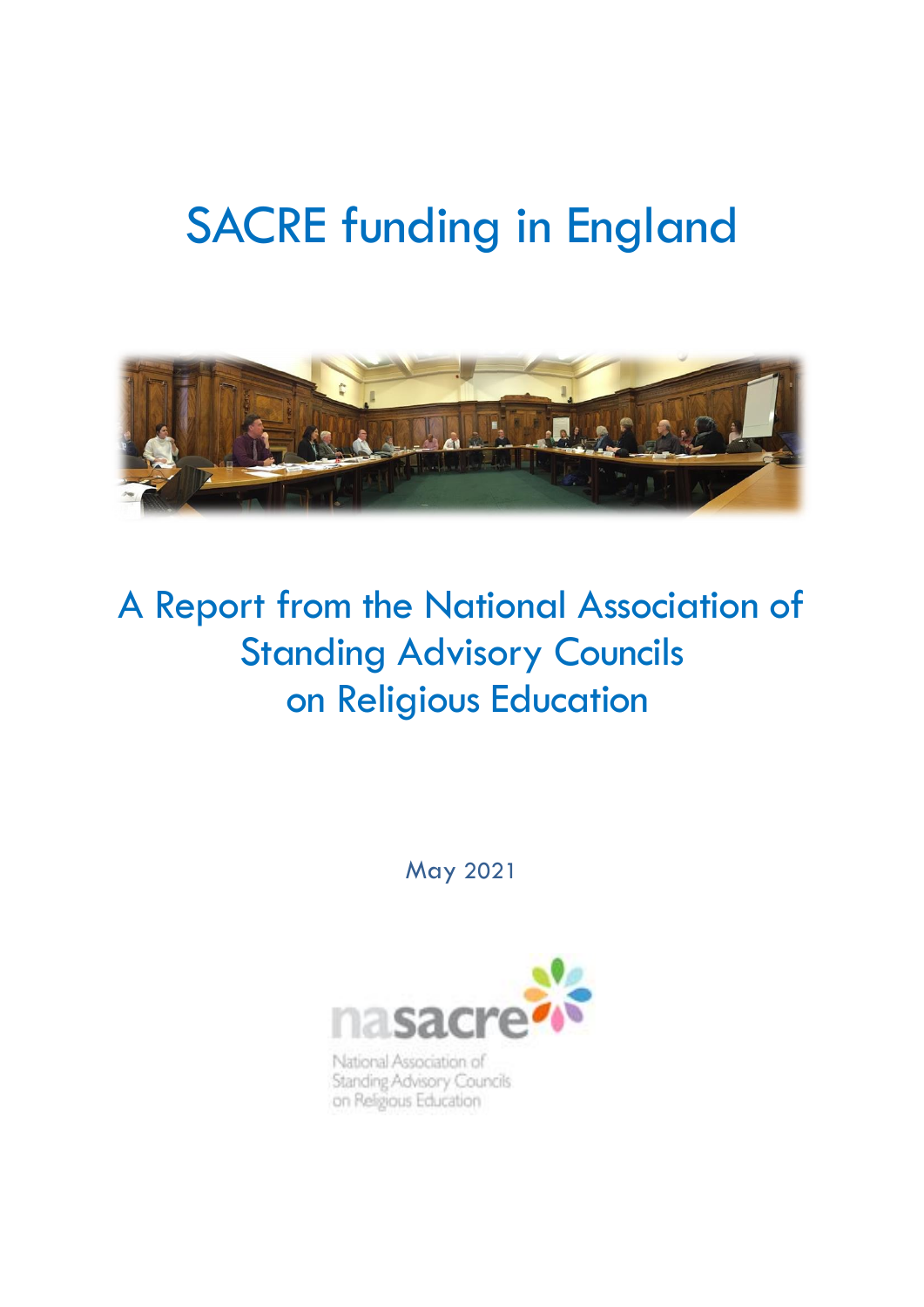# SACRE funding in England

## A Report from the National Association of Standing Advisory Councils on Religious Education

May 2021

nasacre

National Association of Standing Advisory Councils on Religious Education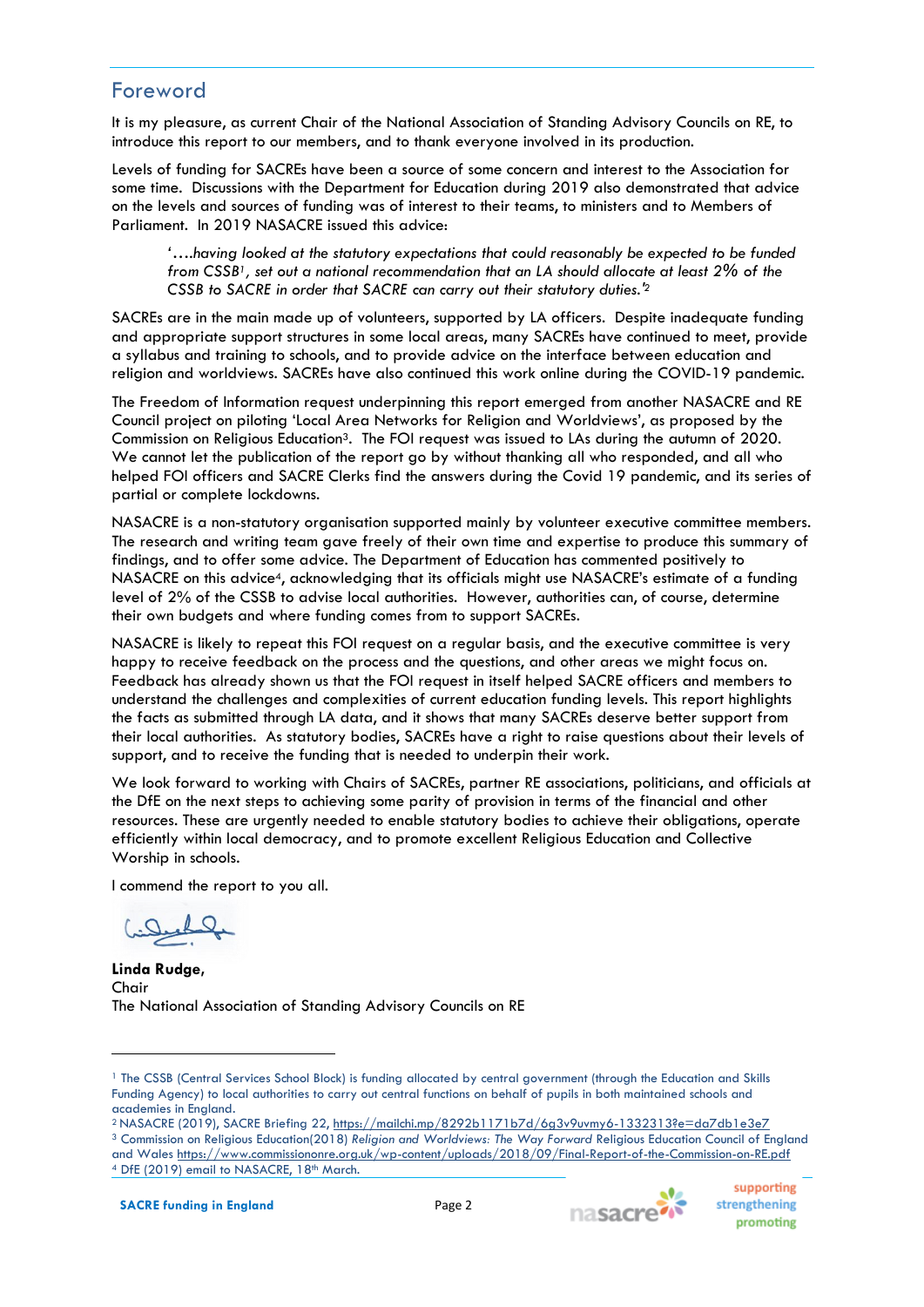## Foreword

It is my pleasure, as current Chair of the National Association of Standing Advisory Councils on RE, to introduce this report to our members, and to thank everyone involved in its production.

Levels of funding for SACREs have been a source of some concern and interest to the Association for some time. Discussions with the Department for Education during 2019 also demonstrated that advice on the levels and sources of funding was of interest to their teams, to ministers and to Members of Parliament. In 2019 NASACRE issued this advice:

> '….*having looked at the statutory expectations that could reasonably be expected to be funded from CSSB*[1]*, set out a national recommendation that an LA should allocate at least 2% of the CSSB to SACRE in order that SACRE can carry out their statutory duties.'*[2]

SACREs are in the main made up of volunteers, supported by LA officers. Despite inadequate funding and appropriate support structures in some local areas, many SACREs have continued to meet, provide a syllabus and training to schools, and to provide advice on the interface between education and religion and worldviews. SACREs have also continued this work online during the COVID-19 pandemic.

The Freedom of Information request underpinning this report emerged from another NASACRE and RE Council project on piloting 'Local Area Networks for Religion and Worldviews', as proposed by the Commission on Religious Education[3]. The FOI request was issued to LAs during the autumn of 2020. We cannot let the publication of the report go by without thanking all who responded, and all who helped FOI officers and SACRE Clerks find the answers during the Covid 19 pandemic, and its series of partial or complete lockdowns.

NASACRE is a non-statutory organisation supported mainly by volunteer executive committee members. The research and writing team gave freely of their own time and expertise to produce this summary of findings, and to offer some advice. The Department of Education has commented positively to NASACRE on this advice[4], acknowledging that its officials might use NASACRE's estimate of a funding level of 2% of the CSSB to advise local authorities. However, authorities can, of course, determine their own budgets and where funding comes from to support SACREs.

NASACRE is likely to repeat this FOI request on a regular basis, and the executive committee is very happy to receive feedback on the process and the questions, and other areas we might focus on. Feedback has already shown us that the FOI request in itself helped SACRE officers and members to understand the challenges and complexities of current education funding levels. This report highlights the facts as submitted through LA data, and it shows that many SACREs deserve better support from their local authorities. As statutory bodies, SACREs have a right to raise questions about their levels of support, and to receive the funding that is needed to underpin their work.

We look forward to working with Chairs of SACREs, partner RE associations, politicians, and officials at the DfE on the next steps to achieving some parity of provision in terms of the financial and other resources. These are urgently needed to enable statutory bodies to achieve their obligations, operate efficiently within local democracy, and to promote excellent Religious Education and Collective Worship in schools.

I commend the report to you all.

**Linda Rudge**,
Chair
The National Association of Standing Advisory Councils on RE

---

[1] The CSSB (Central Services School Block) is funding allocated by central government (through the Education and Skills Funding Agency) to local authorities to carry out central functions on behalf of pupils in both maintained schools and academies in England.

[2] NASACRE (2019), SACRE Briefing 22, https://mailchi.mp/8292b1171b7d/6g3v9uvmy6-1332313?e=da7db1e3e7

[3] Commission on Religious Education(2018) *Religion and Worldviews: The Way Forward* Religious Education Council of England and Wales https://www.commissiononre.org.uk/wp-content/uploads/2018/09/Final-Report-of-the-Commission-on-RE.pdf

[4] DfE (2019) email to NASACRE, 18th March.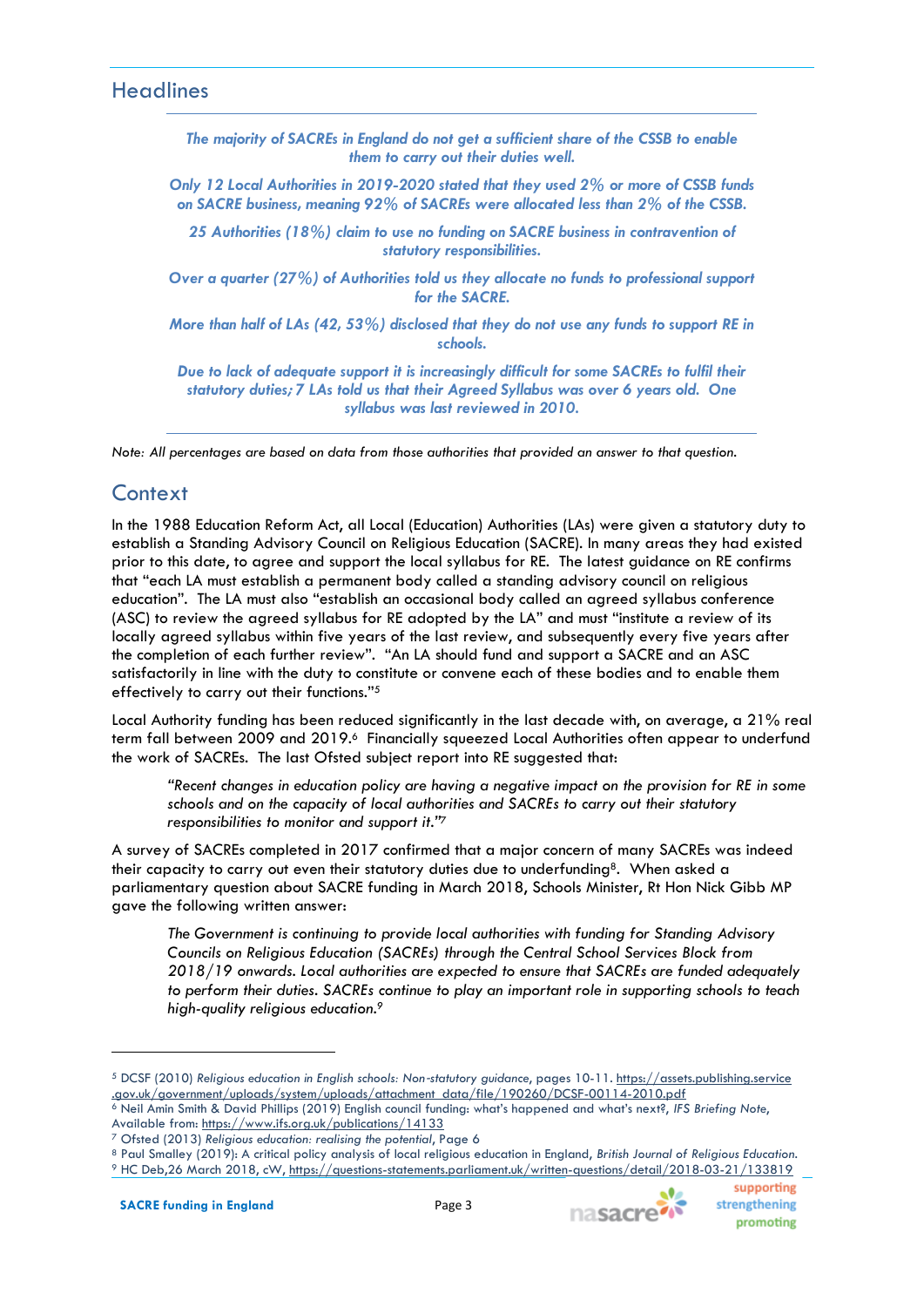## Headlines

*The majority of SACREs in England do not get a sufficient share of the CSSB to enable them to carry out their duties well.*

*Only 12 Local Authorities in 2019-2020 stated that they used 2% or more of CSSB funds on SACRE business, meaning 92% of SACREs were allocated less than 2% of the CSSB.*

*25 Authorities (18%) claim to use no funding on SACRE business in contravention of statutory responsibilities.*

*Over a quarter (27%) of Authorities told us they allocate no funds to professional support for the SACRE.*

*More than half of LAs (42, 53%) disclosed that they do not use any funds to support RE in schools.*

*Due to lack of adequate support it is increasingly difficult for some SACREs to fulfil their statutory duties; 7 LAs told us that their Agreed Syllabus was over 6 years old. One syllabus was last reviewed in 2010.*

*Note: All percentages are based on data from those authorities that provided an answer to that question.*

## Context

In the 1988 Education Reform Act, all Local (Education) Authorities (LAs) were given a statutory duty to establish a Standing Advisory Council on Religious Education (SACRE). In many areas they had existed prior to this date, to agree and support the local syllabus for RE. The latest guidance on RE confirms that "each LA must establish a permanent body called a standing advisory council on religious education". The LA must also "establish an occasional body called an agreed syllabus conference (ASC) to review the agreed syllabus for RE adopted by the LA" and must "institute a review of its locally agreed syllabus within five years of the last review, and subsequently every five years after the completion of each further review". "An LA should fund and support a SACRE and an ASC satisfactorily in line with the duty to constitute or convene each of these bodies and to enable them effectively to carry out their functions."[5]

Local Authority funding has been reduced significantly in the last decade with, on average, a 21% real term fall between 2009 and 2019.[6] Financially squeezed Local Authorities often appear to underfund the work of SACREs. The last Ofsted subject report into RE suggested that:

> *"Recent changes in education policy are having a negative impact on the provision for RE in some schools and on the capacity of local authorities and SACREs to carry out their statutory responsibilities to monitor and support it."*[7]

A survey of SACREs completed in 2017 confirmed that a major concern of many SACREs was indeed their capacity to carry out even their statutory duties due to underfunding[8]. When asked a parliamentary question about SACRE funding in March 2018, Schools Minister, Rt Hon Nick Gibb MP gave the following written answer:

> *The Government is continuing to provide local authorities with funding for Standing Advisory Councils on Religious Education (SACREs) through the Central School Services Block from 2018/19 onwards. Local authorities are expected to ensure that SACREs are funded adequately to perform their duties. SACREs continue to play an important role in supporting schools to teach high-quality religious education.*[9]

---

[5] DCSF (2010) *Religious education in English schools: Non-statutory guidance*, pages 10-11. https://assets.publishing.service.gov.uk/government/uploads/system/uploads/attachment_data/file/190260/DCSF-00114-2010.pdf

[6] Neil Amin Smith & David Phillips (2019) English council funding: what's happened and what's next?, *IFS Briefing Note*, Available from: https://www.ifs.org.uk/publications/14133

[7] Ofsted (2013) *Religious education: realising the potential*, Page 6

[8] Paul Smalley (2019): A critical policy analysis of local religious education in England, *British Journal of Religious Education.*

[9] HC Deb,26 March 2018, cW, https://questions-statements.parliament.uk/written-questions/detail/2018-03-21/133819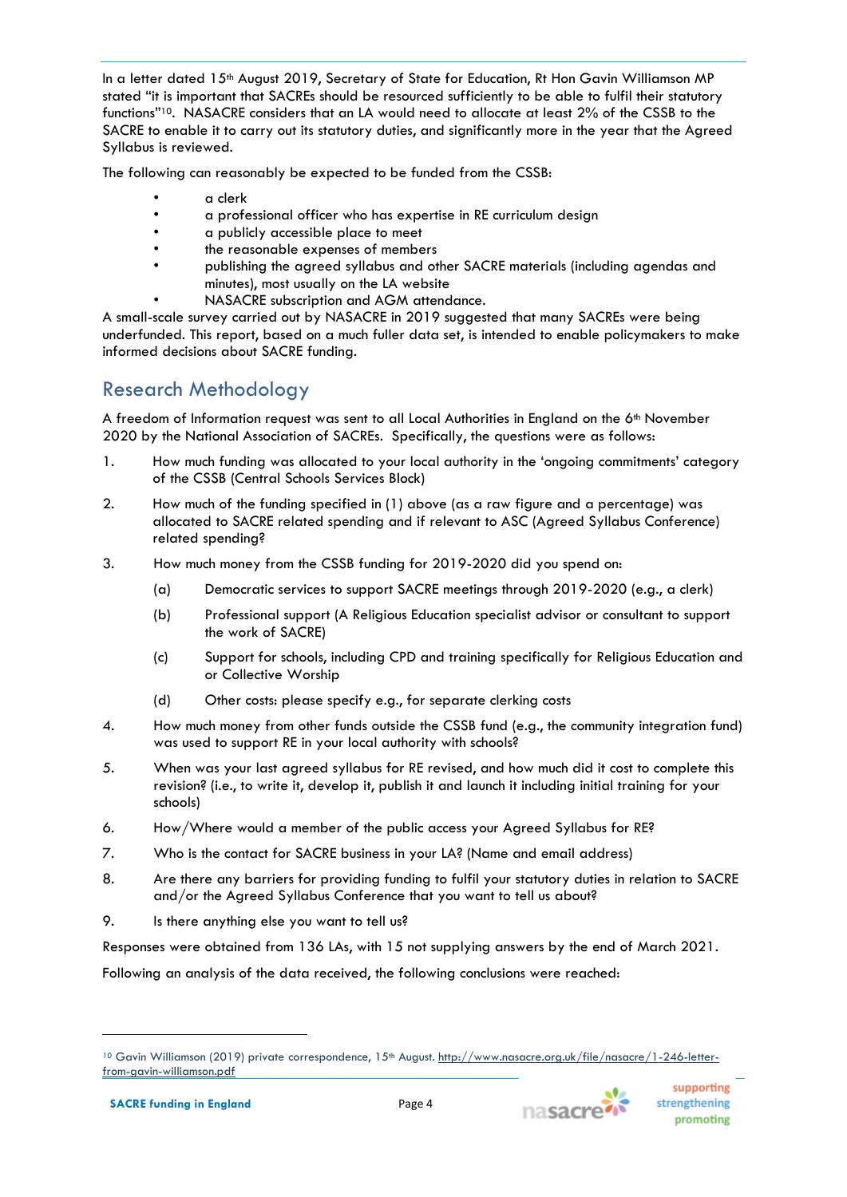In a letter dated 15th August 2019, Secretary of State for Education, Rt Hon Gavin Williamson MP stated "it is important that SACREs should be resourced sufficiently to be able to fulfil their statutory functions"[10]. NASACRE considers that an LA would need to allocate at least 2% of the CSSB to the SACRE to enable it to carry out its statutory duties, and significantly more in the year that the Agreed Syllabus is reviewed.

The following can reasonably be expected to be funded from the CSSB:

- a clerk
- a professional officer who has expertise in RE curriculum design
- a publicly accessible place to meet
- the reasonable expenses of members
- publishing the agreed syllabus and other SACRE materials (including agendas and minutes), most usually on the LA website
- NASACRE subscription and AGM attendance.

A small-scale survey carried out by NASACRE in 2019 suggested that many SACREs were being underfunded. This report, based on a much fuller data set, is intended to enable policymakers to make informed decisions about SACRE funding.

## Research Methodology

A freedom of Information request was sent to all Local Authorities in England on the 6th November 2020 by the National Association of SACREs. Specifically, the questions were as follows:

1. How much funding was allocated to your local authority in the 'ongoing commitments' category of the CSSB (Central Schools Services Block)
2. How much of the funding specified in (1) above (as a raw figure and a percentage) was allocated to SACRE related spending and if relevant to ASC (Agreed Syllabus Conference) related spending?
3. How much money from the CSSB funding for 2019-2020 did you spend on:
   (a) Democratic services to support SACRE meetings through 2019-2020 (e.g., a clerk)
   (b) Professional support (A Religious Education specialist advisor or consultant to support the work of SACRE)
   (c) Support for schools, including CPD and training specifically for Religious Education and or Collective Worship
   (d) Other costs: please specify e.g., for separate clerking costs
4. How much money from other funds outside the CSSB fund (e.g., the community integration fund) was used to support RE in your local authority with schools?
5. When was your last agreed syllabus for RE revised, and how much did it cost to complete this revision? (i.e., to write it, develop it, publish it and launch it including initial training for your schools)
6. How/Where would a member of the public access your Agreed Syllabus for RE?
7. Who is the contact for SACRE business in your LA? (Name and email address)
8. Are there any barriers for providing funding to fulfil your statutory duties in relation to SACRE and/or the Agreed Syllabus Conference that you want to tell us about?
9. Is there anything else you want to tell us?

Responses were obtained from 136 LAs, with 15 not supplying answers by the end of March 2021.

Following an analysis of the data received, the following conclusions were reached:

---

[10] Gavin Williamson (2019) private correspondence, 15th August. http://www.nasacre.org.uk/file/nasacre/1-246-letter-from-gavin-williamson.pdf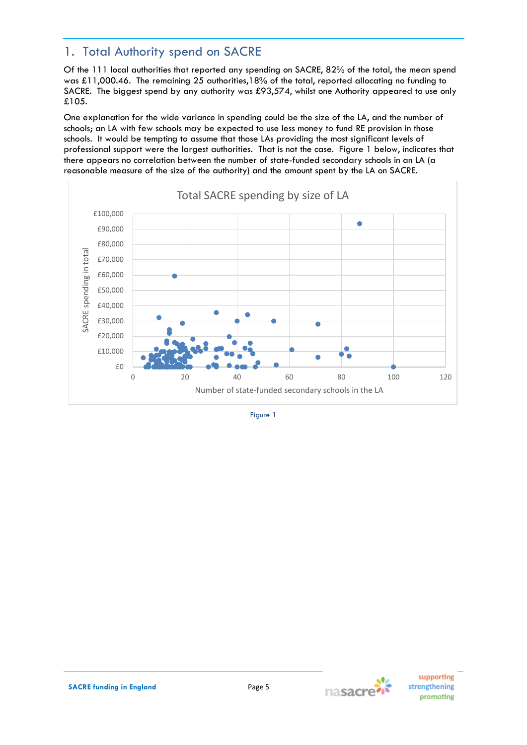## 1. Total Authority spend on SACRE

Of the 111 local authorities that reported any spending on SACRE, 82% of the total, the mean spend was £11,000.46. The remaining 25 authorities,18% of the total, reported allocating no funding to SACRE. The biggest spend by any authority was £93,574, whilst one Authority appeared to use only £105.

One explanation for the wide variance in spending could be the size of the LA, and the number of schools; an LA with few schools may be expected to use less money to fund RE provision in those schools. It would be tempting to assume that those LAs providing the most significant levels of professional support were the largest authorities. That is not the case. Figure 1 below, indicates that there appears no correlation between the number of state-funded secondary schools in an LA (a reasonable measure of the size of the authority) and the amount spent by the LA on SACRE.

Figure 1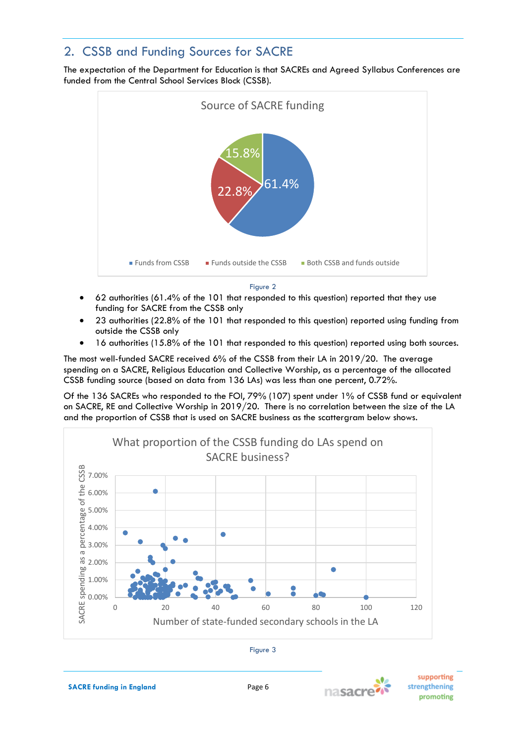## 2. CSSB and Funding Sources for SACRE

The expectation of the Department for Education is that SACREs and Agreed Syllabus Conferences are funded from the Central School Services Block (CSSB).

Source of SACRE funding

- Funds from CSSB: 61.4%
- Funds outside the CSSB: 22.8%
- Both CSSB and funds outside: 15.8%

Figure 2

- 62 authorities (61.4% of the 101 that responded to this question) reported that they use funding for SACRE from the CSSB only
- 23 authorities (22.8% of the 101 that responded to this question) reported using funding from outside the CSSB only
- 16 authorities (15.8% of the 101 that responded to this question) reported using both sources.

The most well-funded SACRE received 6% of the CSSB from their LA in 2019/20. The average spending on a SACRE, Religious Education and Collective Worship, as a percentage of the allocated CSSB funding source (based on data from 136 LAs) was less than one percent, 0.72%.

Of the 136 SACREs who responded to the FOI, 79% (107) spent under 1% of CSSB fund or equivalent on SACRE, RE and Collective Worship in 2019/20. There is no correlation between the size of the LA and the proportion of CSSB that is used on SACRE business as the scattergram below shows.

What proportion of the CSSB funding do LAs spend on SACRE business?

(Scatter chart: y-axis "SACRE spending as a percentage of the CSSB", 0.00%–7.00%; x-axis "Number of state-funded secondary schools in the LA", 0–120)

Figure 3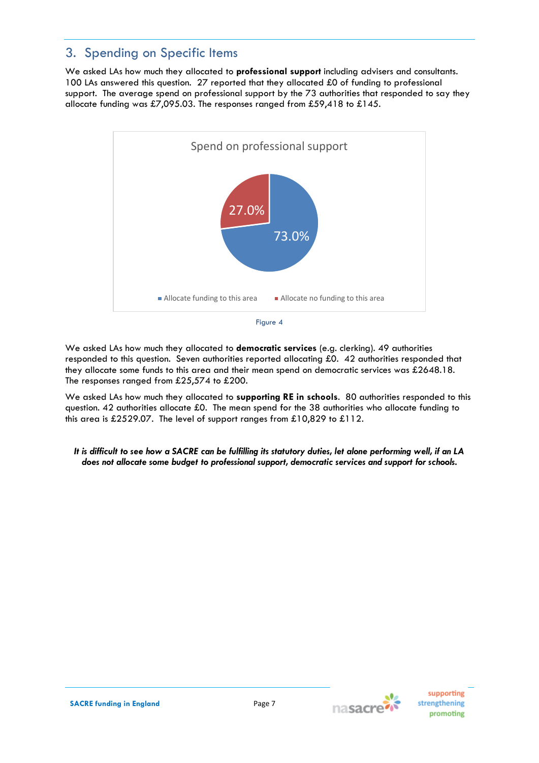## 3. Spending on Specific Items

We asked LAs how much they allocated to **professional support** including advisers and consultants. 100 LAs answered this question. 27 reported that they allocated £0 of funding to professional support. The average spend on professional support by the 73 authorities that responded to say they allocate funding was £7,095.03. The responses ranged from £59,418 to £145.

Spend on professional support

27.0%

73.0%

Allocate funding to this area | Allocate no funding to this area

Figure 4

We asked LAs how much they allocated to **democratic services** (e.g. clerking). 49 authorities responded to this question. Seven authorities reported allocating £0. 42 authorities responded that they allocate some funds to this area and their mean spend on democratic services was £2648.18. The responses ranged from £25,574 to £200.

We asked LAs how much they allocated to **supporting RE in schools**. 80 authorities responded to this question. 42 authorities allocate £0. The mean spend for the 38 authorities who allocate funding to this area is £2529.07. The level of support ranges from £10,829 to £112.

***It is difficult to see how a SACRE can be fulfilling its statutory duties, let alone performing well, if an LA does not allocate some budget to professional support, democratic services and support for schools.***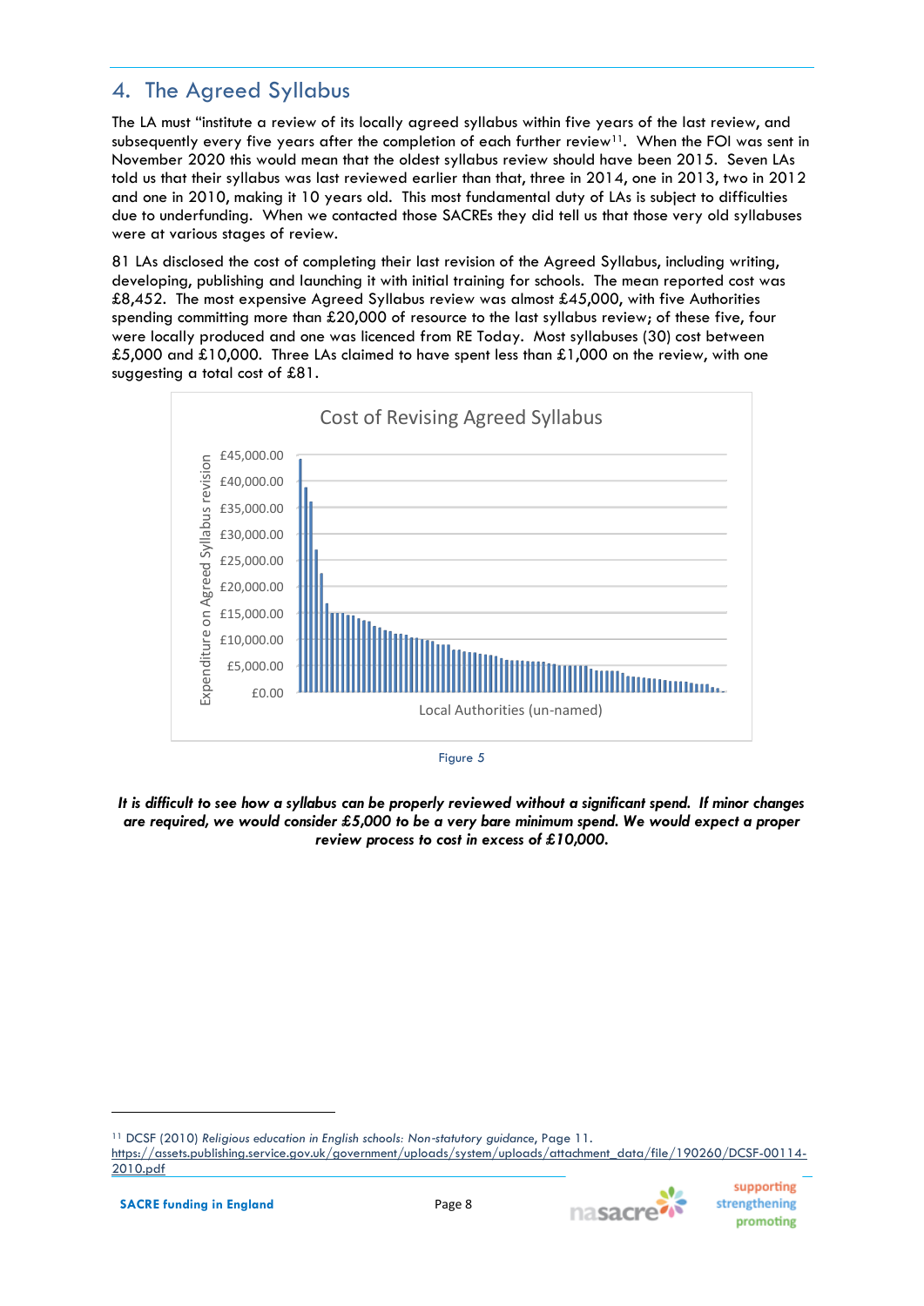## 4. The Agreed Syllabus

The LA must "institute a review of its locally agreed syllabus within five years of the last review, and subsequently every five years after the completion of each further review[11]. When the FOI was sent in November 2020 this would mean that the oldest syllabus review should have been 2015. Seven LAs told us that their syllabus was last reviewed earlier than that, three in 2014, one in 2013, two in 2012 and one in 2010, making it 10 years old. This most fundamental duty of LAs is subject to difficulties due to underfunding. When we contacted those SACREs they did tell us that those very old syllabuses were at various stages of review.

81 LAs disclosed the cost of completing their last revision of the Agreed Syllabus, including writing, developing, publishing and launching it with initial training for schools. The mean reported cost was £8,452. The most expensive Agreed Syllabus review was almost £45,000, with five Authorities spending committing more than £20,000 of resource to the last syllabus review; of these five, four were locally produced and one was licenced from RE Today. Most syllabuses (30) cost between £5,000 and £10,000. Three LAs claimed to have spent less than £1,000 on the review, with one suggesting a total cost of £81.

Figure 5

***It is difficult to see how a syllabus can be properly reviewed without a significant spend. If minor changes are required, we would consider £5,000 to be a very bare minimum spend. We would expect a proper review process to cost in excess of £10,000.***

---

[11] DCSF (2010) *Religious education in English schools: Non-statutory guidance*, Page 11. https://assets.publishing.service.gov.uk/government/uploads/system/uploads/attachment_data/file/190260/DCSF-00114-2010.pdf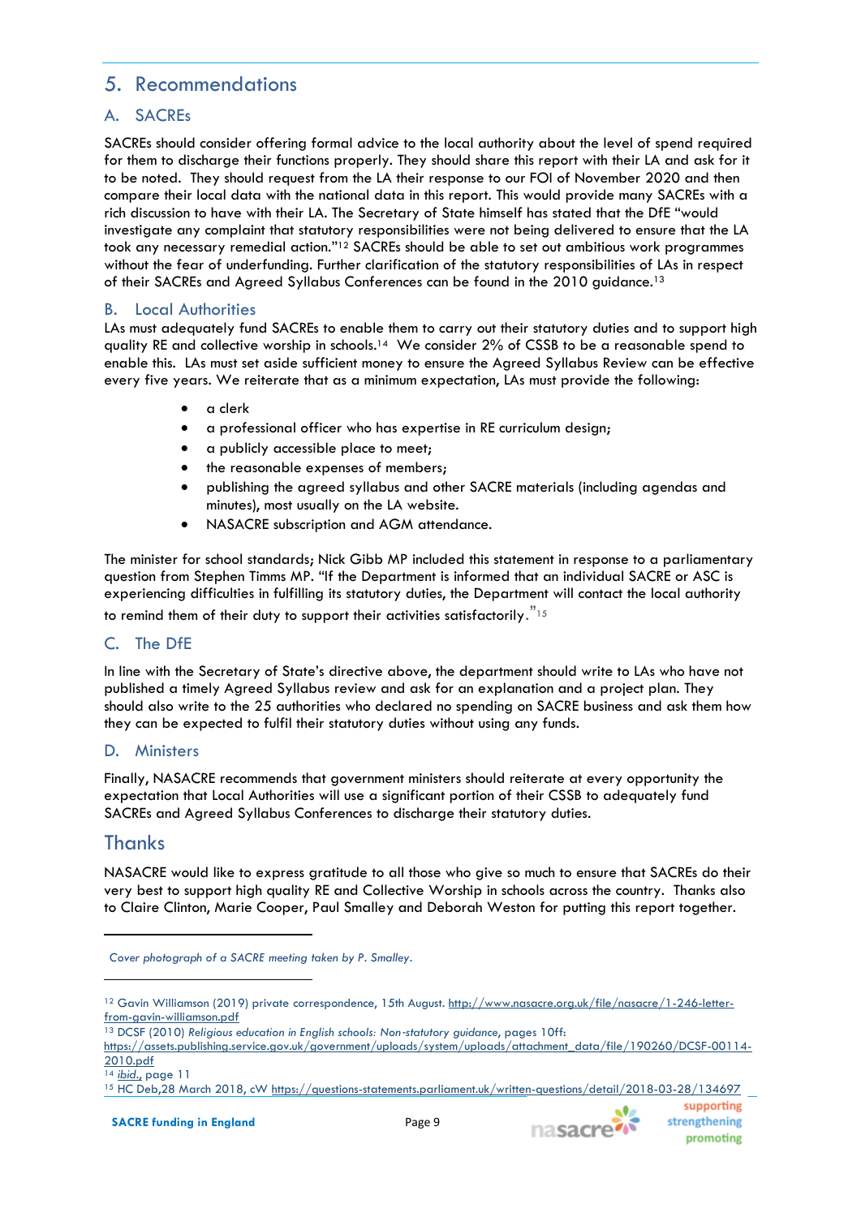## 5. Recommendations

### A. SACREs

SACREs should consider offering formal advice to the local authority about the level of spend required for them to discharge their functions properly. They should share this report with their LA and ask for it to be noted. They should request from the LA their response to our FOI of November 2020 and then compare their local data with the national data in this report. This would provide many SACREs with a rich discussion to have with their LA. The Secretary of State himself has stated that the DfE "would investigate any complaint that statutory responsibilities were not being delivered to ensure that the LA took any necessary remedial action."[12] SACREs should be able to set out ambitious work programmes without the fear of underfunding. Further clarification of the statutory responsibilities of LAs in respect of their SACREs and Agreed Syllabus Conferences can be found in the 2010 guidance.[13]

### B. Local Authorities

LAs must adequately fund SACREs to enable them to carry out their statutory duties and to support high quality RE and collective worship in schools.[14] We consider 2% of CSSB to be a reasonable spend to enable this. LAs must set aside sufficient money to ensure the Agreed Syllabus Review can be effective every five years. We reiterate that as a minimum expectation, LAs must provide the following:

- a clerk
- a professional officer who has expertise in RE curriculum design;
- a publicly accessible place to meet;
- the reasonable expenses of members;
- publishing the agreed syllabus and other SACRE materials (including agendas and minutes), most usually on the LA website.
- NASACRE subscription and AGM attendance.

The minister for school standards; Nick Gibb MP included this statement in response to a parliamentary question from Stephen Timms MP. "If the Department is informed that an individual SACRE or ASC is experiencing difficulties in fulfilling its statutory duties, the Department will contact the local authority to remind them of their duty to support their activities satisfactorily."[15]

### C. The DfE

In line with the Secretary of State's directive above, the department should write to LAs who have not published a timely Agreed Syllabus review and ask for an explanation and a project plan. They should also write to the 25 authorities who declared no spending on SACRE business and ask them how they can be expected to fulfil their statutory duties without using any funds.

### D. Ministers

Finally, NASACRE recommends that government ministers should reiterate at every opportunity the expectation that Local Authorities will use a significant portion of their CSSB to adequately fund SACREs and Agreed Syllabus Conferences to discharge their statutory duties.

## Thanks

NASACRE would like to express gratitude to all those who give so much to ensure that SACREs do their very best to support high quality RE and Collective Worship in schools across the country. Thanks also to Claire Clinton, Marie Cooper, Paul Smalley and Deborah Weston for putting this report together.

---

*Cover photograph of a SACRE meeting taken by P. Smalley.*

---

[12] Gavin Williamson (2019) private correspondence, 15th August. http://www.nasacre.org.uk/file/nasacre/1-246-letter-from-gavin-williamson.pdf

[13] DCSF (2010) *Religious education in English schools: Non-statutory guidance*, pages 10ff: https://assets.publishing.service.gov.uk/government/uploads/system/uploads/attachment_data/file/190260/DCSF-00114-2010.pdf

[14] *ibid.*, page 11

[15] HC Deb,28 March 2018, cW https://questions-statements.parliament.uk/written-questions/detail/2018-03-28/134697